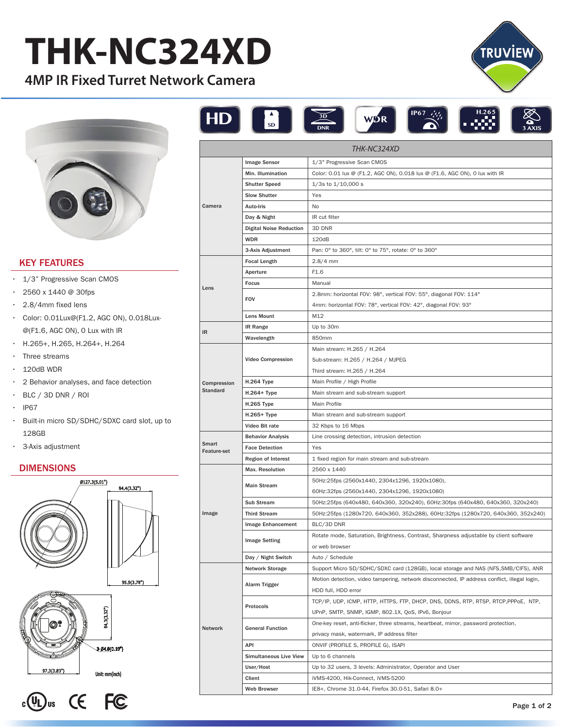# THK-NC324XD

## 4MP IR Fixed Turret Network Camera

### KEY FEATURES

- 1/3" Progressive Scan CMOS
- 2560 x 1440 @ 30fps
- 2.8/4mm fixed lens
- Color: 0.01Lux@(F1.2, AGC ON), 0.018Lux-@(F1.6, AGC ON), 0 Lux with IR
- H.265+, H.265, H.264+, H.264
- Three streams
- 120dB WDR
- 2 Behavior analyses, and face detection
- BLC / 3D DNR / ROI
- IP67
- Built-in micro SD/SDHC/SDXC card slot, up to 128GB
- 3-Axis adjustment

### DIMENSIONS

Ø127.3(5.01")
84.4(3.32")
95.9(3.78")
84.3(3.32")
3-Ø4.8(0.19")
97.3(3.83")
Unit: mm(inch)

| THK-NC324XD | | |
|---|---|---|
| Camera | Image Sensor | 1/3" Progressive Scan CMOS |
| | Min. Illumination | Color: 0.01 lux @ (F1.2, AGC ON), 0.018 lux @ (F1.6, AGC ON), 0 lux with IR |
| | Shutter Speed | 1/3s to 1/10,000 s |
| | Slow Shutter | Yes |
| | Auto-Iris | No |
| | Day & Night | IR cut filter |
| | Digital Noise Reduction | 3D DNR |
| | WDR | 120dB |
| | 3-Axis Adjustment | Pan: 0° to 360°, tilt: 0° to 75°, rotate: 0° to 360° |
| Lens | Focal Length | 2.8/4 mm |
| | Aperture | F1.6 |
| | Focus | Manual |
| | FOV | 2.8mm: horizontal FOV: 98°, vertical FOV: 55°, diagonal FOV: 114°<br>4mm: horizontal FOV: 78°, vertical FOV: 42°, diagonal FOV: 93° |
| | Lens Mount | M12 |
| IR | IR Range | Up to 30m |
| | Wavelength | 850mm |
| Compression Standard | Video Compression | Main stream: H.265 / H.264<br>Sub-stream: H.265 / H.264 / MJPEG<br>Third stream: H.265 / H.264 |
| | H.264 Type | Main Profile / High Profile |
| | H.264+ Type | Main stream and sub-stream support |
| | H.265 Type | Main Profile |
| | H.265+ Type | Mian stream and sub-stream support |
| | Video Bit rate | 32 Kbps to 16 Mbps |
| Smart Feature-set | Behavior Analysis | Line crossing detection, intrusion detection |
| | Face Detection | Yes |
| | Region of Interest | 1 fixed region for main stream and sub-stream |
| Image | Max. Resolution | 2560 x 1440 |
| | Main Stream | 50Hz:25fps (2560x1440, 2304x1296, 1920x1080),<br>60Hz:32fps (2560x1440, 2304x1296, 1920x1080) |
| | Sub Stream | 50Hz:25fps (640x480, 640x360, 320x240), 60Hz:30fps (640x480, 640x360, 320x240) |
| | Third Stream | 50Hz:25fps (1280x720, 640x360, 352x288), 60Hz:32fps (1280x720, 640x360, 352x240) |
| | Image Enhancement | BLC/3D DNR |
| | Image Setting | Rotate mode, Saturation, Brightness, Contrast, Sharpness adjustable by client software or web browser |
| | Day / Night Switch | Auto / Schedule |
| Network | Network Storage | Support Micro SD/SDHC/SDXC card (128GB), local storage and NAS (NFS,SMB/CIFS), ANR |
| | Alarm Trigger | Motion detection, video tampering, network disconnected, IP address conflict, illegal login, HDD full, HDD error |
| | Protocols | TCP/IP, UDP, ICMP, HTTP, HTTPS, FTP, DHCP, DNS, DDNS, RTP, RTSP, RTCP,PPPoE, NTP, UPnP, SMTP, SNMP, IGMP, 802.1X, QoS, IPv6, Bonjour |
| | General Function | One-key reset, anti-flicker, three streams, heartbeat, mirror, password protection, privacy mask, watermark, IP address filter |
| | API | ONVIF (PROFILE S, PROFILE G), ISAPI |
| | Simultaneous Live View | Up to 6 channels |
| | User/Host | Up to 32 users, 3 levels: Administrator, Operator and User |
| | Client | iVMS-4200, Hik-Connect, iVMS-5200 |
| | Web Browser | IE8+, Chrome 31.0-44, Firefox 30.0-51, Safari 8.0+ |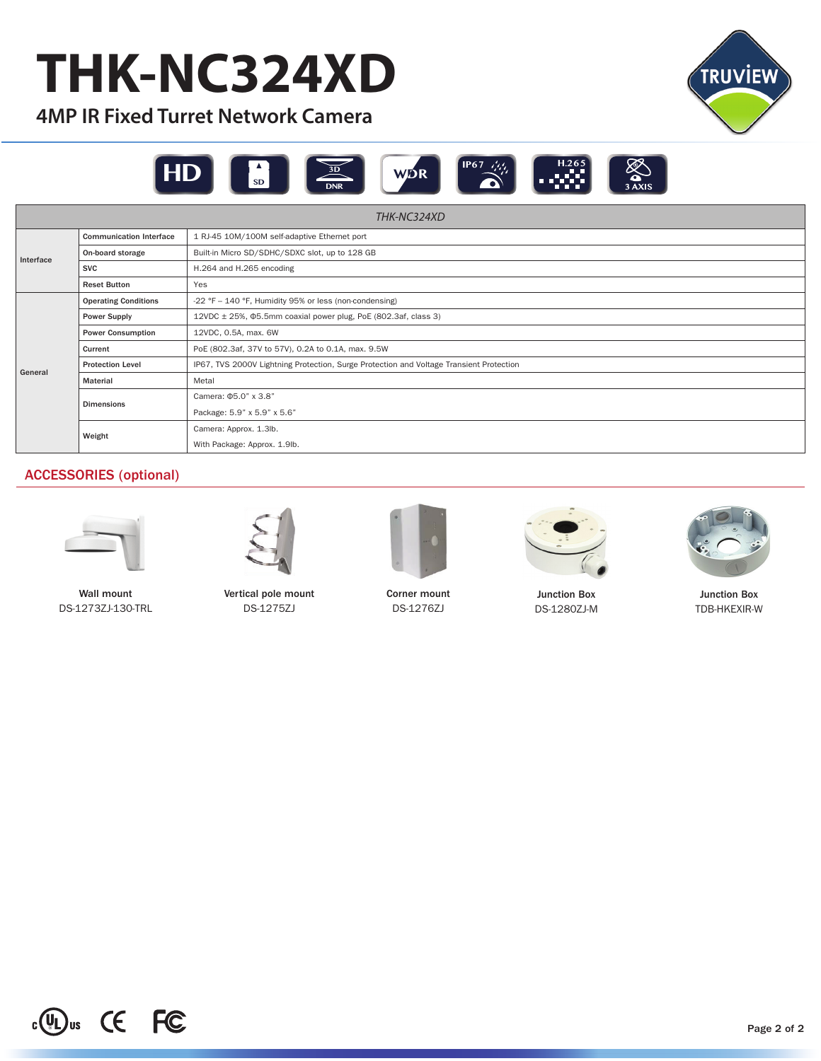# THK-NC324XD

## 4MP IR Fixed Turret Network Camera

HD | SD | 3D DNR | WDR | IP67 | H.265 | 3 AXIS

| THK-NC324XD | | |
|---|---|---|
| Interface | Communication Interface | 1 RJ-45 10M/100M self-adaptive Ethernet port |
| | On-board storage | Built-in Micro SD/SDHC/SDXC slot, up to 128 GB |
| | SVC | H.264 and H.265 encoding |
| | Reset Button | Yes |
| General | Operating Conditions | -22 °F – 140 °F, Humidity 95% or less (non-condensing) |
| | Power Supply | 12VDC ± 25%, Φ5.5mm coaxial power plug, PoE (802.3af, class 3) |
| | Power Consumption | 12VDC, 0.5A, max. 6W |
| | Current | PoE (802.3af, 37V to 57V), 0.2A to 0.1A, max. 9.5W |
| | Protection Level | IP67, TVS 2000V Lightning Protection, Surge Protection and Voltage Transient Protection |
| | Material | Metal |
| | Dimensions | Camera: Φ5.0" x 3.8"<br>Package: 5.9" x 5.9" x 5.6" |
| | Weight | Camera: Approx. 1.3lb.<br>With Package: Approx. 1.9lb. |

## ACCESSORIES (optional)

**Wall mount**
DS-1273ZJ-130-TRL

**Vertical pole mount**
DS-1275ZJ

**Corner mount**
DS-1276ZJ

**Junction Box**
DS-1280ZJ-M

**Junction Box**
TDB-HKEXIR-W